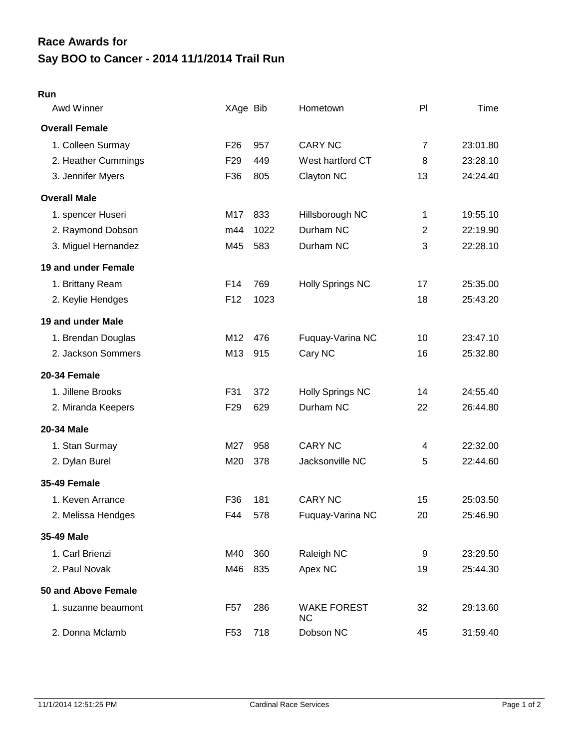# Race Awards for
# Say BOO to Cancer - 2014 11/1/2014 Trail Run

**Run**

| Awd Winner | XAge | Bib | Hometown | Pl | Time |
|---|---|---|---|---|---|
| **Overall Female** | | | | | |
| 1. Colleen Surmay | F26 | 957 | CARY NC | 7 | 23:01.80 |
| 2. Heather Cummings | F29 | 449 | West hartford CT | 8 | 23:28.10 |
| 3. Jennifer Myers | F36 | 805 | Clayton NC | 13 | 24:24.40 |
| **Overall Male** | | | | | |
| 1. spencer Huseri | M17 | 833 | Hillsborough NC | 1 | 19:55.10 |
| 2. Raymond Dobson | m44 | 1022 | Durham NC | 2 | 22:19.90 |
| 3. Miguel Hernandez | M45 | 583 | Durham NC | 3 | 22:28.10 |
| **19 and under Female** | | | | | |
| 1. Brittany Ream | F14 | 769 | Holly Springs NC | 17 | 25:35.00 |
| 2. Keylie Hendges | F12 | 1023 | | 18 | 25:43.20 |
| **19 and under Male** | | | | | |
| 1. Brendan Douglas | M12 | 476 | Fuquay-Varina NC | 10 | 23:47.10 |
| 2. Jackson Sommers | M13 | 915 | Cary NC | 16 | 25:32.80 |
| **20-34 Female** | | | | | |
| 1. Jillene Brooks | F31 | 372 | Holly Springs NC | 14 | 24:55.40 |
| 2. Miranda Keepers | F29 | 629 | Durham NC | 22 | 26:44.80 |
| **20-34 Male** | | | | | |
| 1. Stan Surmay | M27 | 958 | CARY NC | 4 | 22:32.00 |
| 2. Dylan Burel | M20 | 378 | Jacksonville NC | 5 | 22:44.60 |
| **35-49 Female** | | | | | |
| 1. Keven Arrance | F36 | 181 | CARY NC | 15 | 25:03.50 |
| 2. Melissa Hendges | F44 | 578 | Fuquay-Varina NC | 20 | 25:46.90 |
| **35-49 Male** | | | | | |
| 1. Carl Brienzi | M40 | 360 | Raleigh NC | 9 | 23:29.50 |
| 2. Paul Novak | M46 | 835 | Apex NC | 19 | 25:44.30 |
| **50 and Above Female** | | | | | |
| 1. suzanne beaumont | F57 | 286 | WAKE FOREST NC | 32 | 29:13.60 |
| 2. Donna Mclamb | F53 | 718 | Dobson NC | 45 | 31:59.40 |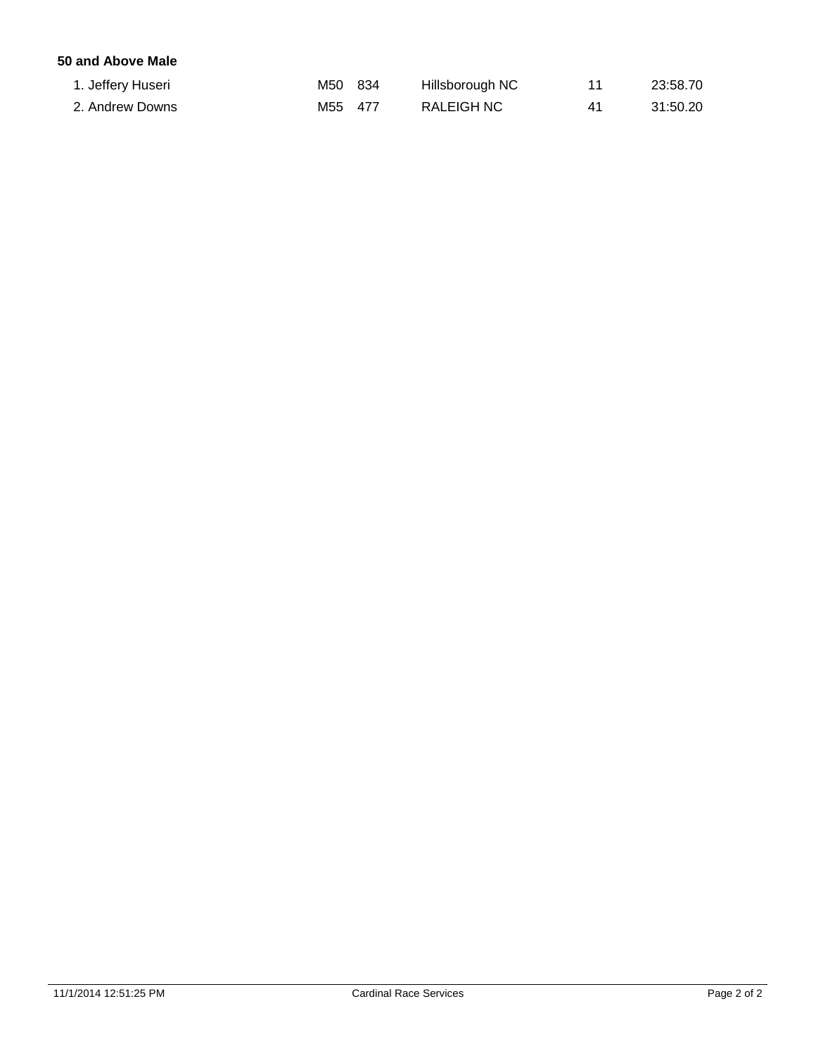**50 and Above Male**

| | | | | | |
|---|---|---|---|---|---|
| 1. Jeffery Huseri | M50 | 834 | Hillsborough NC | 11 | 23:58.70 |
| 2. Andrew Downs | M55 | 477 | RALEIGH NC | 41 | 31:50.20 |